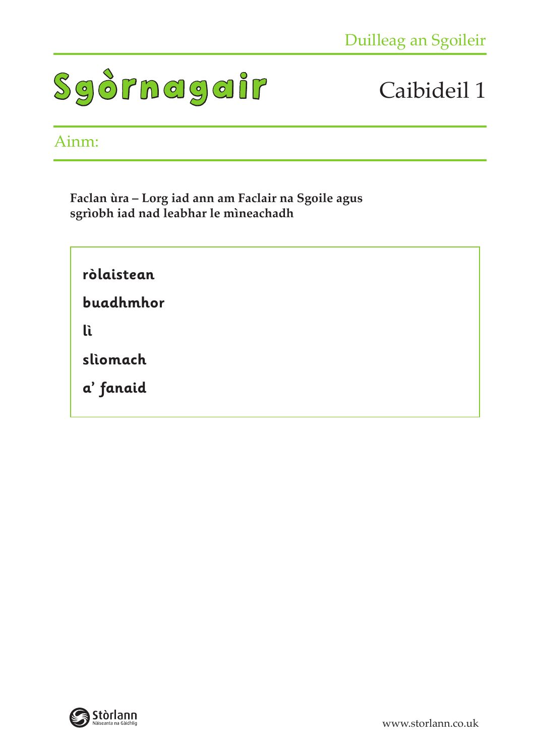Duilleag an Sgoileir

# Sgòrnagair

## Caibideil 1

Ainm:

**Faclan ùra – Lorg iad ann am Faclair na Sgoile agus sgrìobh iad nad leabhar le mìneachadh**

**ròlaistean**

**buadhmhor**

**lì**

**slìomach**

**a' fanaid**

Stòrlann Nàiseanta na Gàidhlig

www.storlann.co.uk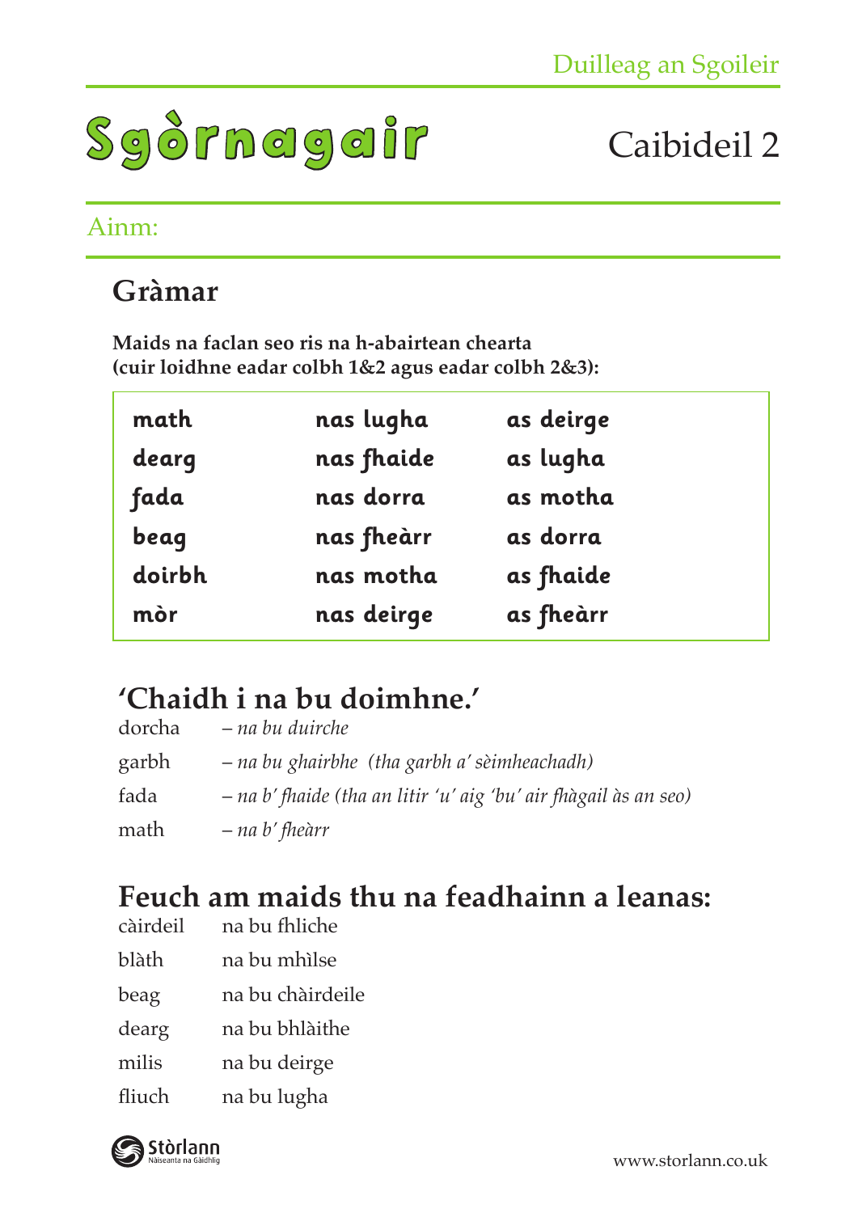# Sgòrnagair

Caibideil 2

Ainm:

## Gràmar

**Maids na faclan seo ris na h-abairtean chearta (cuir loidhne eadar colbh 1&2 agus eadar colbh 2&3):**

| | | |
|---|---|---|
| math | nas lugha | as deirge |
| dearg | nas fhaide | as lugha |
| fada | nas dorra | as motha |
| beag | nas fheàrr | as dorra |
| doirbh | nas motha | as fhaide |
| mòr | nas deirge | as fheàrr |

## 'Chaidh i na bu doimhne.'

dorcha – *na bu duirche*

garbh – *na bu ghairbhe (tha garbh a' sèimheachadh)*

fada – *na b' fhaide (tha an litir 'u' aig 'bu' air fhàgail às an seo)*

math – *na b' fheàrr*

## Feuch am maids thu na feadhainn a leanas:

| | |
|---|---|
| càirdeil | na bu fhliche |
| blàth | na bu mhìlse |
| beag | na bu chàirdeile |
| dearg | na bu bhlàithe |
| milis | na bu deirge |
| fliuch | na bu lugha |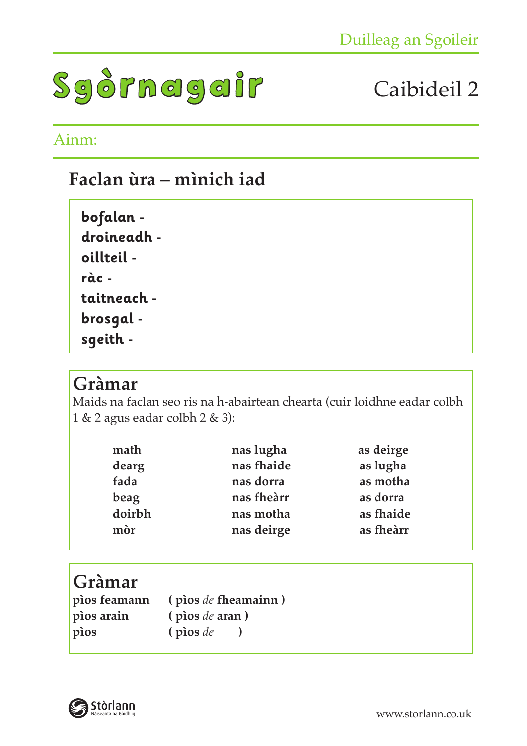Duilleag an Sgoileir

# Sgòrnagair

## Caibideil 2

Ainm:

## Faclan ùra – mìnich iad

**bofalan** -
**droineadh** -
**oillteil** -
**ràc** -
**taitneach** -
**brosgal** -
**sgeith** -

## Gràmar

Maids na faclan seo ris na h-abairtean chearta (cuir loidhne eadar colbh 1 & 2 agus eadar colbh 2 & 3):

| | | |
|---|---|---|
| **math** | **nas lugha** | **as deirge** |
| **dearg** | **nas fhaide** | **as lugha** |
| **fada** | **nas dorra** | **as motha** |
| **beag** | **nas fheàrr** | **as dorra** |
| **doirbh** | **nas motha** | **as fhaide** |
| **mòr** | **nas deirge** | **as fheàrr** |

## Gràmar

| | |
|---|---|
| **pìos feamann** | **( pìos** *de* **fheamainn )** |
| **pìos arain** | **( pìos** *de* **aran )** |
| **pìos** | **( pìos** *de* **)** |

www.storlann.co.uk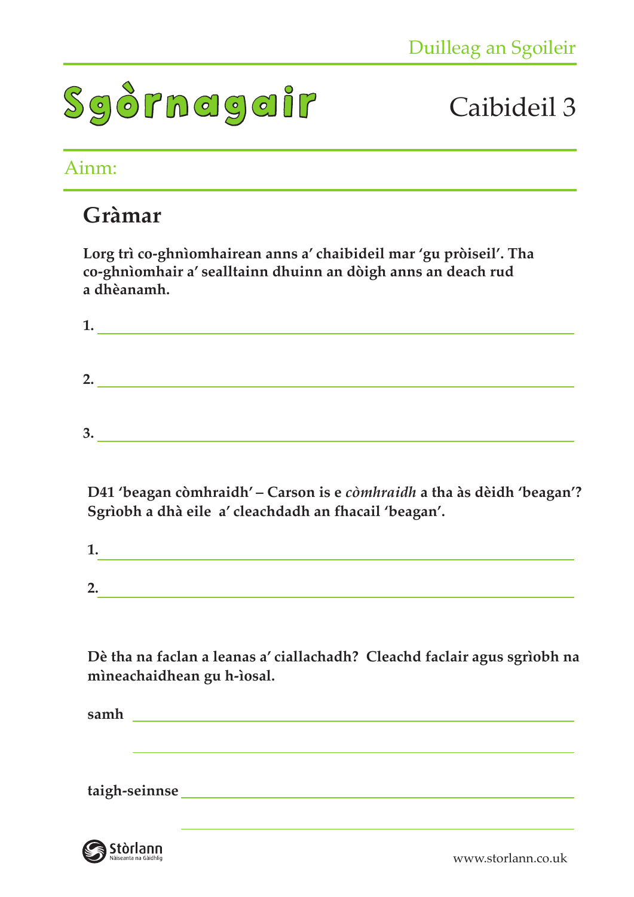Duilleag an Sgoileir

# Sgòrnagair

Caibideil 3

Ainm:

## Gràmar

**Lorg trì co-ghnìomhairean anns a' chaibideil mar 'gu pròiseil'. Tha co-ghnìomhair a' sealltainn dhuinn an dòigh anns an deach rud a dhèanamh.**

**1.** ____________________

**2.** ____________________

**3.** ____________________

**D41 'beagan còmhraidh' – Carson is e *còmhraidh* a tha às dèidh 'beagan'? Sgrìobh a dhà eile a' cleachdadh an fhacail 'beagan'.**

**1.** ____________________

**2.** ____________________

**Dè tha na faclan a leanas a' ciallachadh? Cleachd faclair agus sgrìobh na mìneachaidhean gu h-ìosal.**

**samh** ____________________

____________________

**taigh-seinnse** ____________________

____________________

Stòrlann Nàiseanta na Gàidhlig

www.storlann.co.uk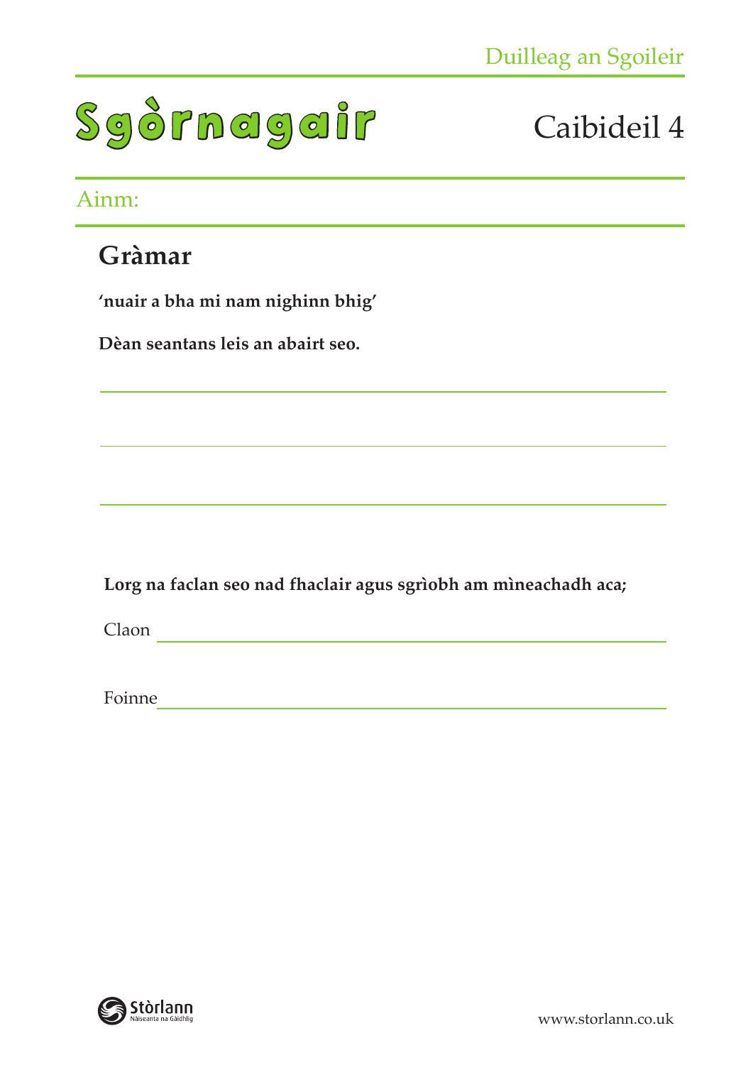Duilleag an Sgoileir

# Sgòrnagair

Caibideil 4

Ainm:

## Gràmar

**'nuair a bha mi nam nighinn bhig'**

**Dèan seantans leis an abairt seo.**

______________________________________________

______________________________________________

______________________________________________

**Lorg na faclan seo nad fhaclair agus sgrìobh am mìneachadh aca;**

Claon ______________________________________________

Foinne ______________________________________________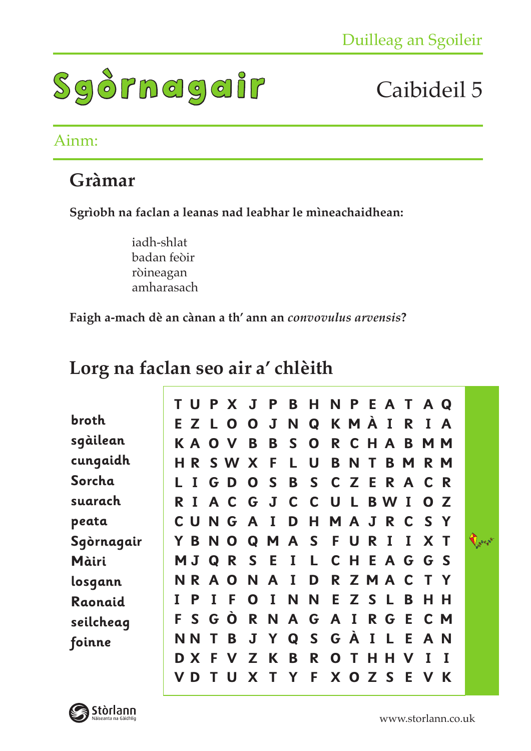# Sgòrnagair

Caibideil 5

Ainm:

## Gràmar

**Sgrìobh na faclan a leanas nad leabhar le mìneachaidhean:**

iadh-shlat
badan feòir
ròineagan
amharasach

**Faigh a-mach dè an cànan a th' ann an *convovulus arvensis*?**

## Lorg na faclan seo air a' chlèith

broth
sgàilean
cungaidh
Sorcha
suarach
peata
Sgòrnagair
Màiri
losgann
Raonaid
seilcheag
foinne

| | | | | | | | | | | | | | | |
|---|---|---|---|---|---|---|---|---|---|---|---|---|---|---|
| T | U | P | X | J | P | B | H | N | P | E | A | T | A | Q |
| E | Z | L | O | O | J | N | Q | K | M | À | I | R | I | A |
| K | A | O | V | B | B | S | O | R | C | H | A | B | M | M |
| H | R | S | W | X | F | L | U | B | N | T | B | M | R | M |
| L | I | G | D | O | S | B | S | C | Z | E | R | A | C | R |
| R | I | A | C | G | J | C | C | U | L | B | W | I | O | Z |
| C | U | N | G | A | I | D | H | M | A | J | R | C | S | Y |
| Y | B | N | O | Q | M | A | S | F | U | R | I | I | X | T |
| M | J | Q | R | S | E | I | L | C | H | E | A | G | G | S |
| N | R | A | O | N | A | I | D | R | Z | M | A | C | T | Y |
| I | P | I | F | O | I | N | N | E | Z | S | L | B | H | H |
| F | S | G | Ò | R | N | A | G | A | I | R | G | E | C | M |
| N | N | T | B | J | Y | Q | S | G | À | I | L | E | A | N |
| D | X | F | V | Z | K | B | R | O | T | H | H | V | I | I |
| V | D | T | U | X | T | Y | F | X | O | Z | S | E | V | K |

Stòrlann
Nàiseanta na Gàidhlig

www.storlann.co.uk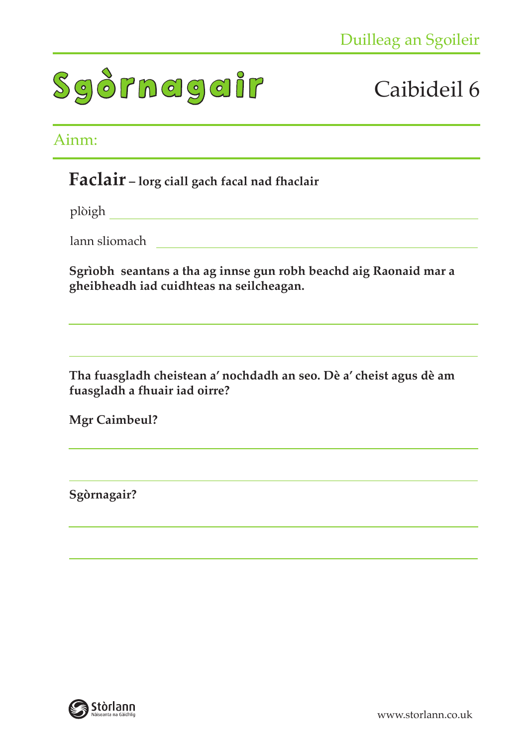Duilleag an Sgoileir

# Sgòrnagair

Caibideil 6

Ainm:

**Faclair** – **lorg ciall gach facal nad fhaclair**

plòigh ______________________________

lann sliomach ______________________________

**Sgrìobh seantans a tha ag innse gun robh beachd aig Raonaid mar a gheibheadh iad cuidhteas na seilcheagan.**

______________________________

______________________________

**Tha fuasgladh cheistean a' nochdadh an seo. Dè a' cheist agus dè am fuasgladh a fhuair iad oirre?**

**Mgr Caimbeul?**

______________________________

______________________________

**Sgòrnagair?**

______________________________

______________________________

Stòrlann Nàiseanta na Gàidhlig

www.storlann.co.uk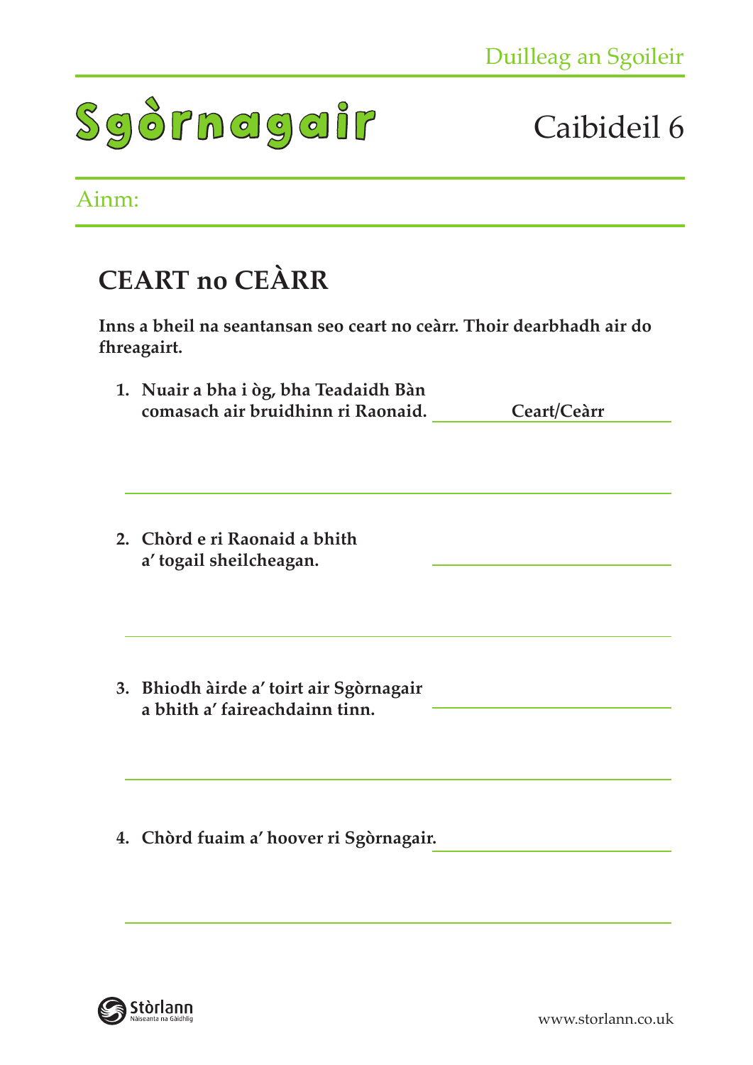Duilleag an Sgoileir

# Sgòrnagair

Caibideil 6

Ainm:

## CEART no CEÀRR

**Inns a bheil na seantansan seo ceart no ceàrr. Thoir dearbhadh air do fhreagairt.**

1. **Nuair a bha i òg, bha Teadaidh Bàn comasach air bruidhinn ri Raonaid.** ______ **Ceart/Ceàrr** ______

______________________________

2. **Chòrd e ri Raonaid a bhith a' togail sheilcheagan.** ______________

______________________________

3. **Bhiodh àirde a' toirt air Sgòrnagair a bhith a' faireachdainn tinn.** ______________

______________________________

4. **Chòrd fuaim a' hoover ri Sgòrnagair.** ______________

______________________________

Stòrlann Nàiseanta na Gàidhlig

www.storlann.co.uk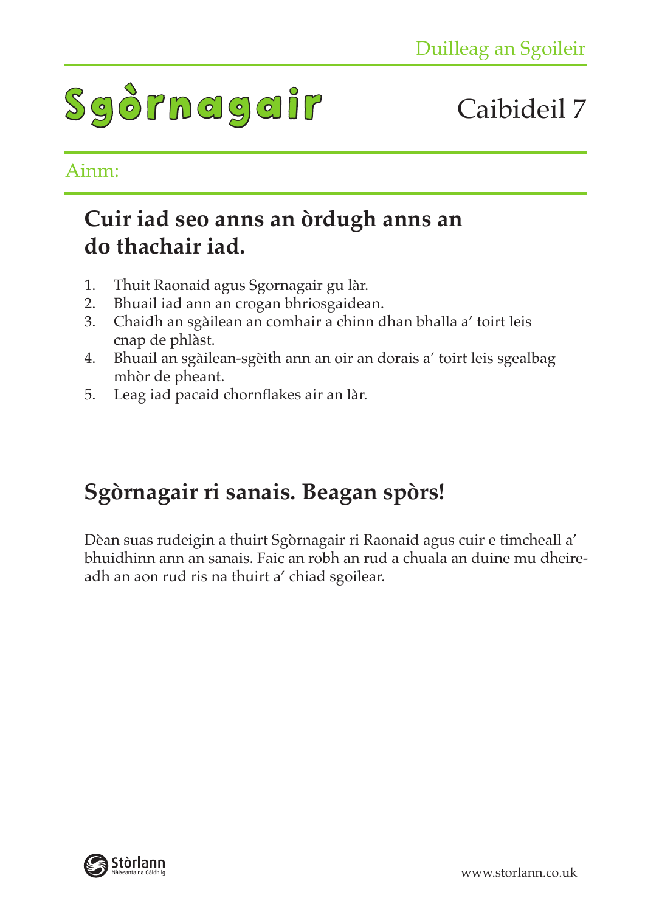Duilleag an Sgoileir

# Sgòrnagair

Caibideil 7

Ainm:

## Cuir iad seo anns an òrdugh anns an do thachair iad.

1. Thuit Raonaid agus Sgornagair gu làr.
2. Bhuail iad ann an crogan bhriosgaidean.
3. Chaidh an sgàilean an comhair a chinn dhan bhalla a' toirt leis cnap de phlàst.
4. Bhuail an sgàilean-sgèith ann an oir an dorais a' toirt leis sgealbag mhòr de pheant.
5. Leag iad pacaid chornflakes air an làr.

## Sgòrnagair ri sanais. Beagan spòrs!

Dèan suas rudeigin a thuirt Sgòrnagair ri Raonaid agus cuir e timcheall a' bhuidhinn ann an sanais. Faic an robh an rud a chuala an duine mu dheireadh an aon rud ris na thuirt a' chiad sgoilear.

Stòrlann Nàiseanta na Gàidhlig

www.storlann.co.uk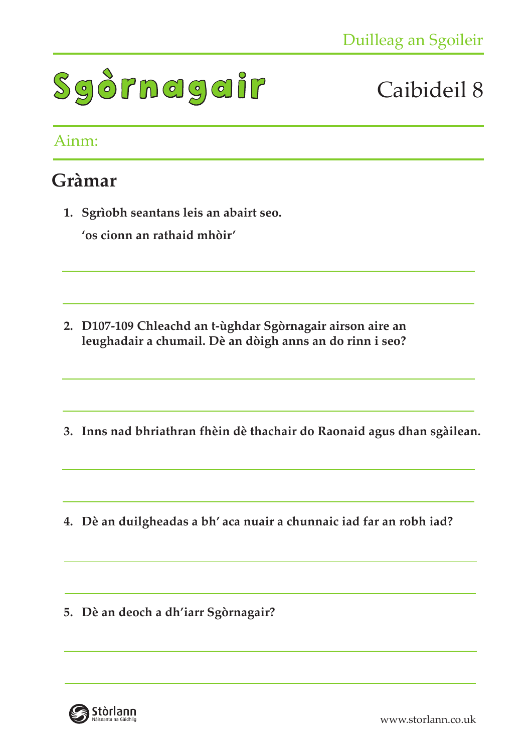Duilleag an Sgoileir

# Sgòrnagair

Caibideil 8

Ainm:

## Gràmar

1. **Sgrìobh seantans leis an abairt seo.**

   **'os cionn an rathaid mhòir'**

2. **D107-109 Chleachd an t-ùghdar Sgòrnagair airson aire an leughadair a chumail. Dè an dòigh anns an do rinn i seo?**

3. **Inns nad bhriathran fhèin dè thachair do Raonaid agus dhan sgàilean.**

4. **Dè an duilgheadas a bh' aca nuair a chunnaic iad far an robh iad?**

5. **Dè an deoch a dh'iarr Sgòrnagair?**

Stòrlann Nàiseanta na Gàidhlig

www.storlann.co.uk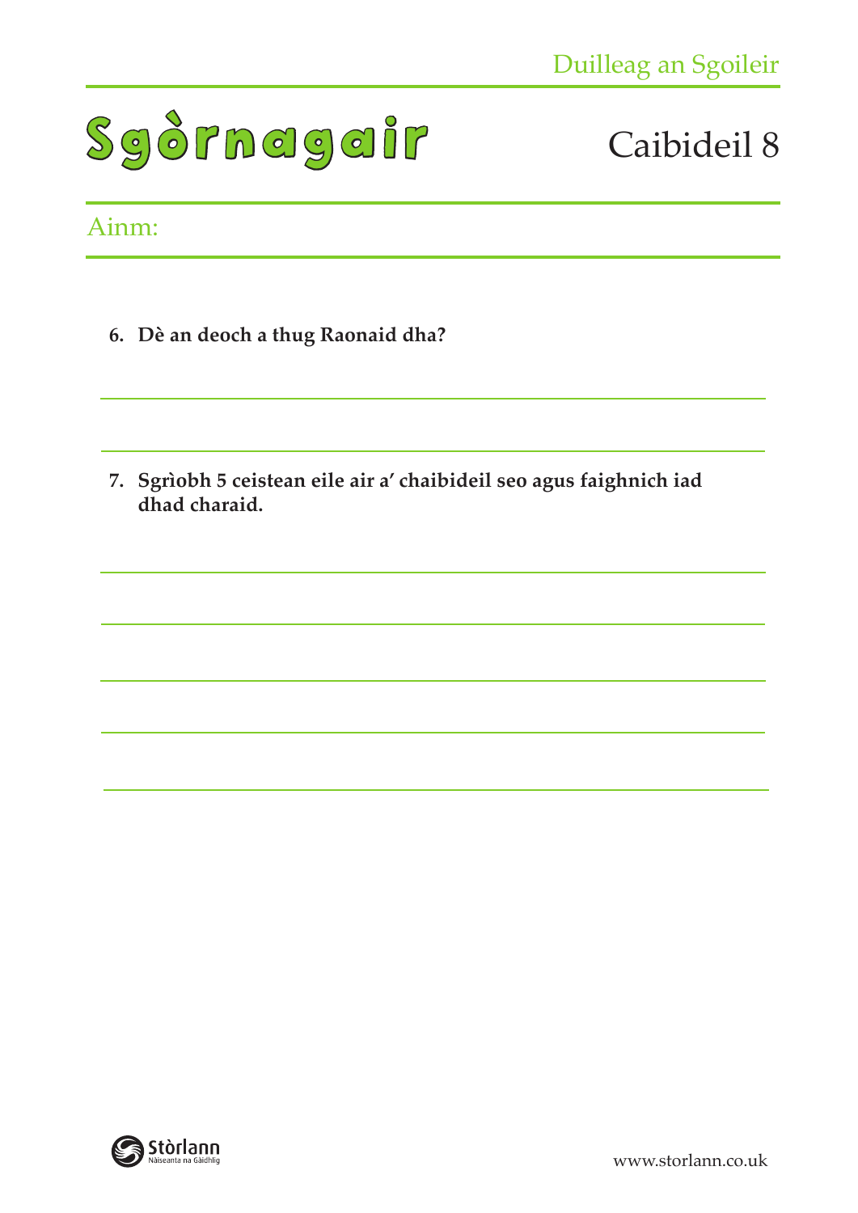# Sgòrnagair

## Caibideil 8

Ainm:

6. **Dè an deoch a thug Raonaid dha?**

7. **Sgrìobh 5 ceistean eile air a' chaibideil seo agus faighnich iad dhad charaid.**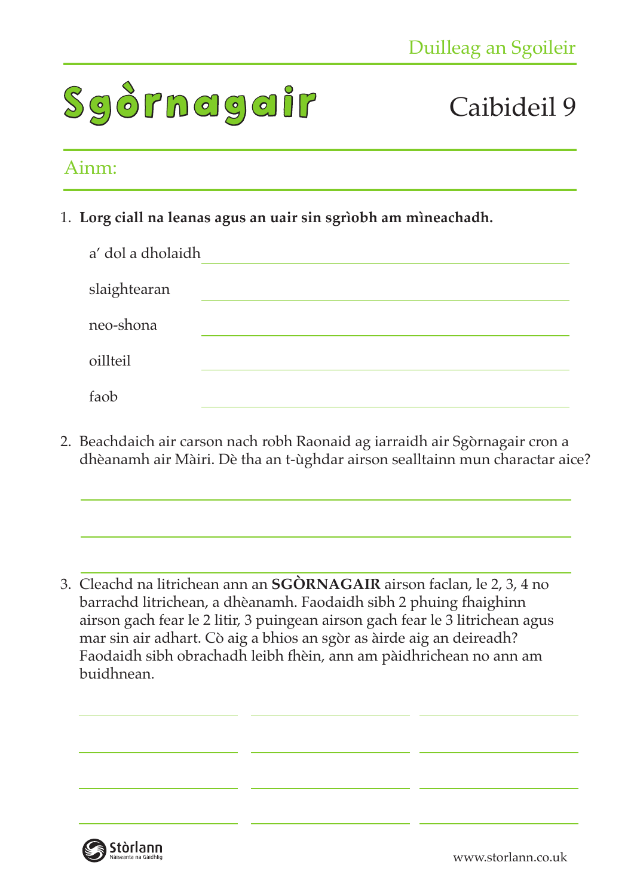Duilleag an Sgoileir

# Sgòrnagair

## Caibideil 9

Ainm:

1. **Lorg ciall na leanas agus an uair sin sgrìobh am mìneachadh.**

   a' dol a dholaidh ______________________

   slaightearan ______________________

   neo-shona ______________________

   oillteil ______________________

   faob ______________________

2. Beachdaich air carson nach robh Raonaid ag iarraidh air Sgòrnagair cron a dhèanamh air Màiri. Dè tha an t-ùghdar airson sealltainn mun charactar aice?

   ______________________

   ______________________

   ______________________

3. Cleachd na litrichean ann an **SGÒRNAGAIR** airson faclan, le 2, 3, 4 no barrachd litrichean, a dhèanamh. Faodaidh sibh 2 phuing fhaighinn airson gach fear le 2 litir, 3 puingean airson gach fear le 3 litrichean agus mar sin air adhart. Cò aig a bhios an sgòr as àirde aig an deireadh? Faodaidh sibh obrachadh leibh fhèin, ann am pàidhrichean no ann am buidhnean.

| | | |
|---|---|---|
| ______ | ______ | ______ |
| ______ | ______ | ______ |
| ______ | ______ | ______ |
| ______ | ______ | ______ |

Stòrlann Nàiseanta na Gàidhlig

www.storlann.co.uk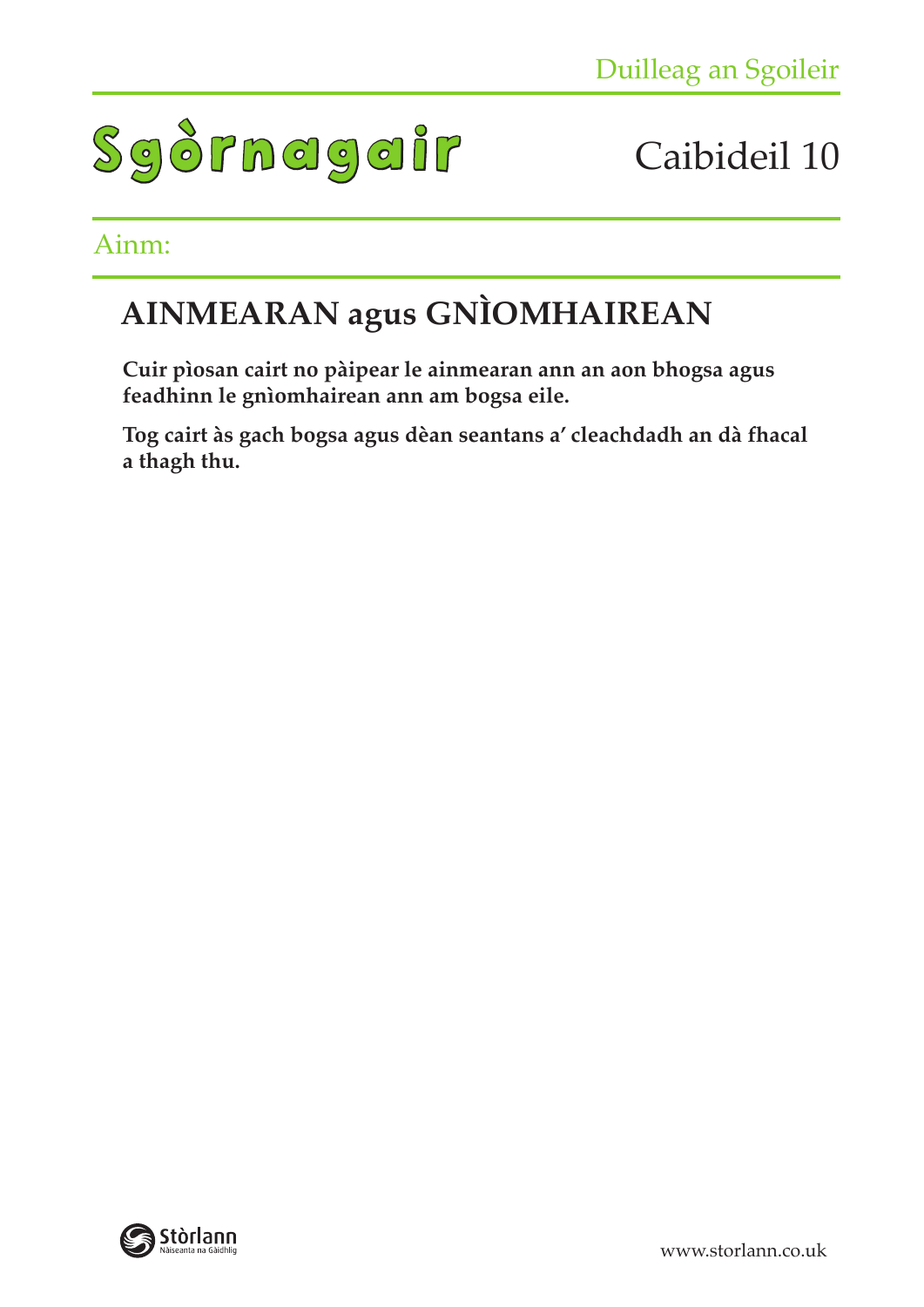Duilleag an Sgoileir

# Sgòrnagair

Caibideil 10

Ainm:

## AINMEARAN agus GNÌOMHAIREAN

**Cuir pìosan cairt no pàipear le ainmearan ann an aon bhogsa agus feadhinn le gnìomhairean ann am bogsa eile.**

**Tog cairt às gach bogsa agus dèan seantans a' cleachdadh an dà fhacal a thagh thu.**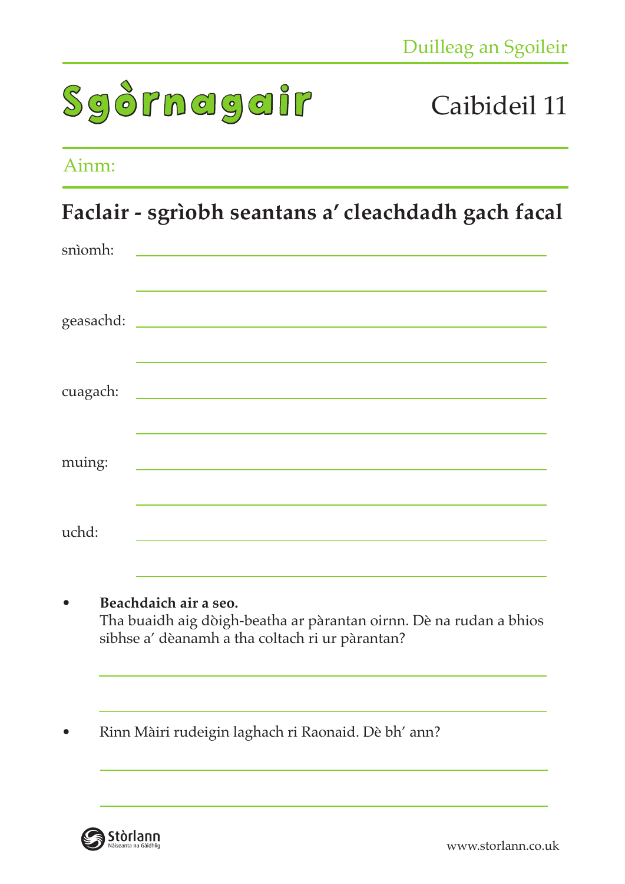Duilleag an Sgoileir

# Sgòrnagair

Caibideil 11

Ainm:

## Faclair - sgrìobh seantans a' cleachdadh gach facal

snìomh:

geasachd:

cuagach:

muing:

uchd:

- **Beachdaich air a seo.**
  Tha buaidh aig dòigh-beatha ar pàrantan oirnn. Dè na rudan a bhios sibhse a' dèanamh a tha coltach ri ur pàrantan?

- Rinn Màiri rudeigin laghach ri Raonaid. Dè bh' ann?

Stòrlann Nàiseanta na Gàidhlig

www.storlann.co.uk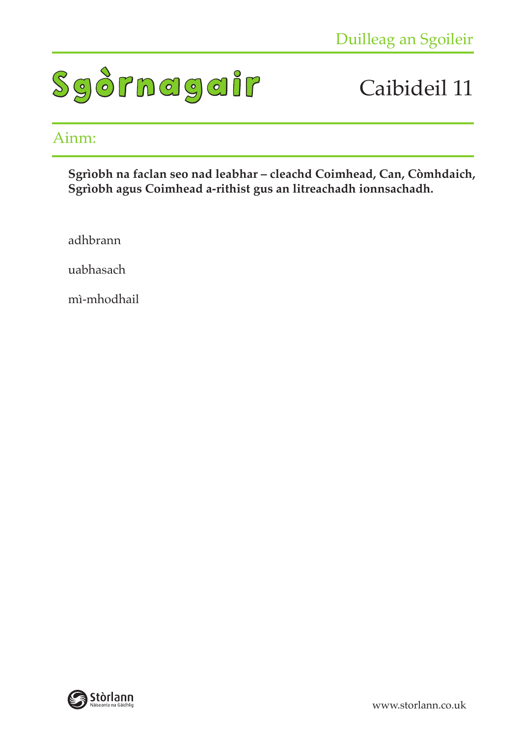Duilleag an Sgoileir

# Sgòrnagair

## Caibideil 11

Ainm:

**Sgrìobh na faclan seo nad leabhar – cleachd Coimhead, Can, Còmhdaich, Sgrìobh agus Coimhead a-rithist gus an litreachadh ionnsachadh.**

adhbrann

uabhasach

mì-mhodhail

Stòrlann
Nàiseanta na Gàidhlig

www.storlann.co.uk